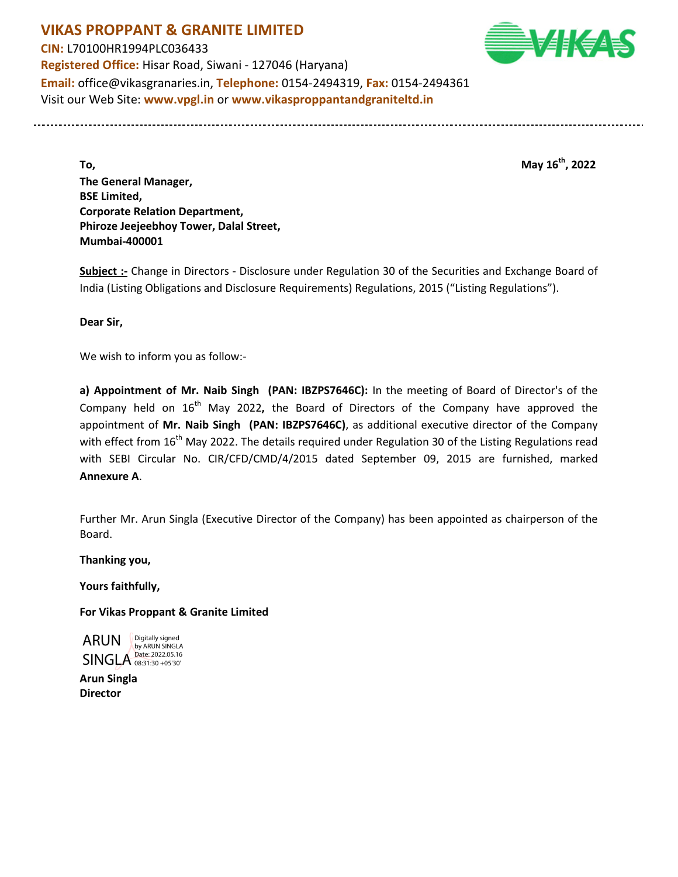# VIKAS PROPPANT & GRANITE LIMITED

**CIN:** L70100HR1994PLC036433
**Registered Office:** Hisar Road, Siwani - 127046 (Haryana)
**Email:** office@vikasgranaries.in, **Telephone:** 0154-2494319, **Fax:** 0154-2494361
Visit our Web Site: **www.vpgl.in** or **www.vikasproppantandgraniteltd.in**

---

**May 16th, 2022**

**To,**
**The General Manager,**
**BSE Limited,**
**Corporate Relation Department,**
**Phiroze Jeejeebhoy Tower, Dalal Street,**
**Mumbai-400001**

**Subject :-** Change in Directors - Disclosure under Regulation 30 of the Securities and Exchange Board of India (Listing Obligations and Disclosure Requirements) Regulations, 2015 ("Listing Regulations").

**Dear Sir,**

We wish to inform you as follow:-

**a) Appointment of Mr. Naib Singh (PAN: IBZPS7646C):** In the meeting of Board of Director's of the Company held on 16th May 2022**,** the Board of Directors of the Company have approved the appointment of **Mr. Naib Singh (PAN: IBZPS7646C)**, as additional executive director of the Company with effect from 16th May 2022. The details required under Regulation 30 of the Listing Regulations read with SEBI Circular No. CIR/CFD/CMD/4/2015 dated September 09, 2015 are furnished, marked **Annexure A**.

Further Mr. Arun Singla (Executive Director of the Company) has been appointed as chairperson of the Board.

**Thanking you,**

**Yours faithfully,**

**For Vikas Proppant & Granite Limited**

ARUN SINGLA
Digitally signed by ARUN SINGLA
Date: 2022.05.16 08:31:30 +05'30'

**Arun Singla**
**Director**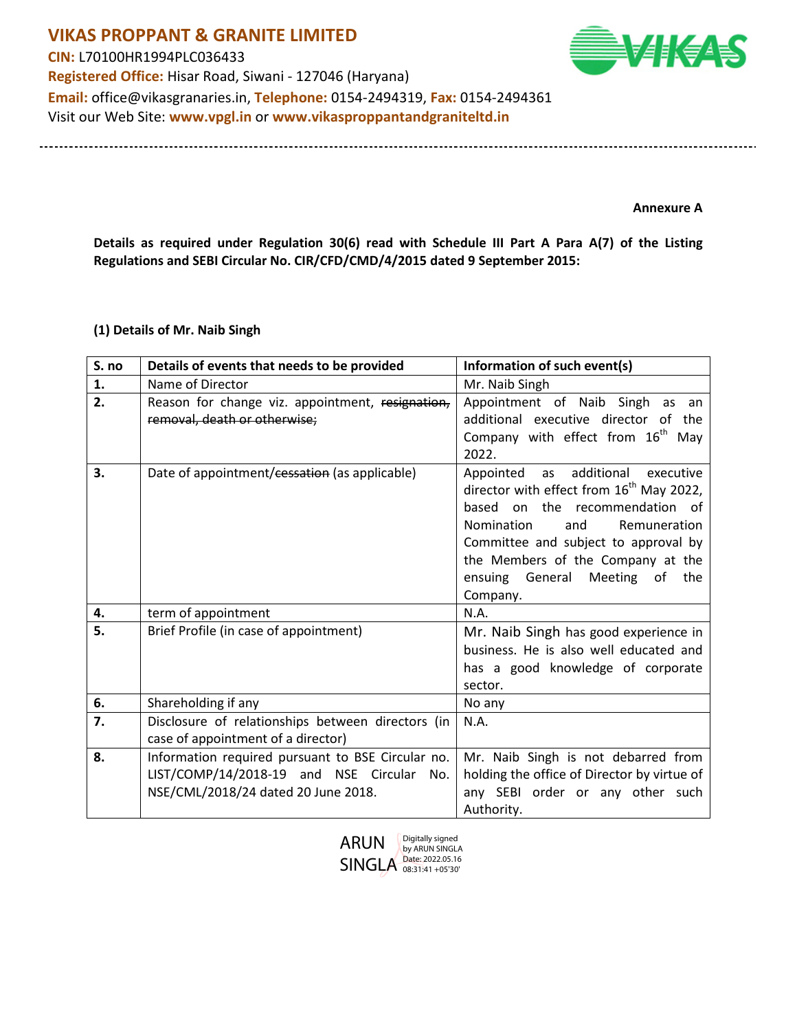# VIKAS PROPPANT & GRANITE LIMITED

**CIN:** L70100HR1994PLC036433
**Registered Office:** Hisar Road, Siwani - 127046 (Haryana)
**Email:** office@vikasgranaries.in, **Telephone:** 0154-2494319, **Fax:** 0154-2494361
Visit our Web Site: **www.vpgl.in** or **www.vikasproppantandgraniteltd.in**

**Annexure A**

**Details as required under Regulation 30(6) read with Schedule III Part A Para A(7) of the Listing Regulations and SEBI Circular No. CIR/CFD/CMD/4/2015 dated 9 September 2015:**

**(1) Details of Mr. Naib Singh**

| S. no | Details of events that needs to be provided | Information of such event(s) |
|---|---|---|
| 1. | Name of Director | Mr. Naib Singh |
| 2. | Reason for change viz. appointment, ~~resignation, removal, death or otherwise;~~ | Appointment of Naib Singh as an additional executive director of the Company with effect from 16th May 2022. |
| 3. | Date of appointment/~~cessation~~ (as applicable) | Appointed as additional executive director with effect from 16th May 2022, based on the recommendation of Nomination and Remuneration Committee and subject to approval by the Members of the Company at the ensuing General Meeting of the Company. |
| 4. | term of appointment | N.A. |
| 5. | Brief Profile (in case of appointment) | Mr. Naib Singh has good experience in business. He is also well educated and has a good knowledge of corporate sector. |
| 6. | Shareholding if any | No any |
| 7. | Disclosure of relationships between directors (in case of appointment of a director) | N.A. |
| 8. | Information required pursuant to BSE Circular no. LIST/COMP/14/2018-19 and NSE Circular No. NSE/CML/2018/24 dated 20 June 2018. | Mr. Naib Singh is not debarred from holding the office of Director by virtue of any SEBI order or any other such Authority. |

ARUN SINGLA
Digitally signed by ARUN SINGLA
Date: 2022.05.16 08:31:41 +05'30'